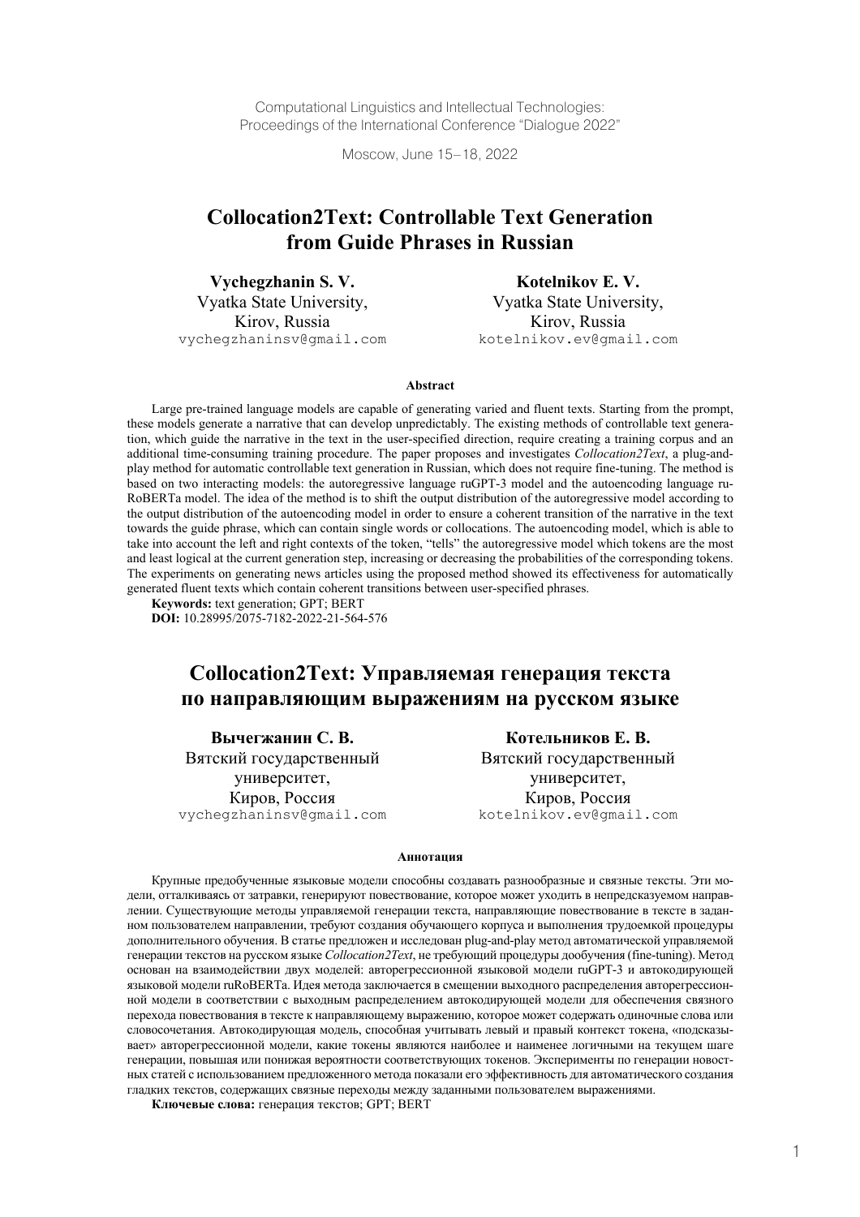Computational Linguistics and Intellectual Technologies:
Proceedings of the International Conference "Dialogue 2022"

Moscow, June 15–18, 2022

# Collocation2Text: Controllable Text Generation from Guide Phrases in Russian

**Vychegzhanin S. V.**
Vyatka State University,
Kirov, Russia
vychegzhaninsv@gmail.com

**Kotelnikov E. V.**
Vyatka State University,
Kirov, Russia
kotelnikov.ev@gmail.com

### Abstract

Large pre-trained language models are capable of generating varied and fluent texts. Starting from the prompt, these models generate a narrative that can develop unpredictably. The existing methods of controllable text generation, which guide the narrative in the text in the user-specified direction, require creating a training corpus and an additional time-consuming training procedure. The paper proposes and investigates *Collocation2Text*, a plug-and-play method for automatic controllable text generation in Russian, which does not require fine-tuning. The method is based on two interacting models: the autoregressive language ruGPT-3 model and the autoencoding language ruRoBERTa model. The idea of the method is to shift the output distribution of the autoregressive model according to the output distribution of the autoencoding model in order to ensure a coherent transition of the narrative in the text towards the guide phrase, which can contain single words or collocations. The autoencoding model, which is able to take into account the left and right contexts of the token, "tells" the autoregressive model which tokens are the most and least logical at the current generation step, increasing or decreasing the probabilities of the corresponding tokens. The experiments on generating news articles using the proposed method showed its effectiveness for automatically generated fluent texts which contain coherent transitions between user-specified phrases.

**Keywords:** text generation; GPT; BERT
**DOI:** 10.28995/2075-7182-2022-21-564-576

# Collocation2Text: Управляемая генерация текста по направляющим выражениям на русском языке

**Вычегжанин С. В.**
Вятский государственный университет,
Киров, Россия
vychegzhaninsv@gmail.com

**Котельников Е. В.**
Вятский государственный университет,
Киров, Россия
kotelnikov.ev@gmail.com

### Аннотация

Крупные предобученные языковые модели способны создавать разнообразные и связные тексты. Эти модели, отталкиваясь от затравки, генерируют повествование, которое может уходить в непредсказуемом направлении. Существующие методы управляемой генерации текста, направляющие повествование в тексте в заданном пользователем направлении, требуют создания обучающего корпуса и выполнения трудоемкой процедуры дополнительного обучения. В статье предложен и исследован plug-and-play метод автоматической управляемой генерации текстов на русском языке *Collocation2Text*, не требующий процедуры дообучения (fine-tuning). Метод основан на взаимодействии двух моделей: авторегрессионной языковой модели ruGPT-3 и автокодирующей языковой модели ruRoBERTa. Идея метода заключается в смещении выходного распределения авторегрессионной модели в соответствии с выходным распределением автокодирующей модели для обеспечения связного перехода повествования в тексте к направляющему выражению, которое может содержать одиночные слова или словосочетания. Автокодирующая модель, способная учитывать левый и правый контекст токена, «подсказывает» авторегрессионной модели, какие токены являются наиболее и наименее логичными на текущем шаге генерации, повышая или понижая вероятности соответствующих токенов. Эксперименты по генерации новостных статей с использованием предложенного метода показали его эффективность для автоматического создания гладких текстов, содержащих связные переходы между заданными пользователем выражениями.

**Ключевые слова:** генерация текстов; GPT; BERT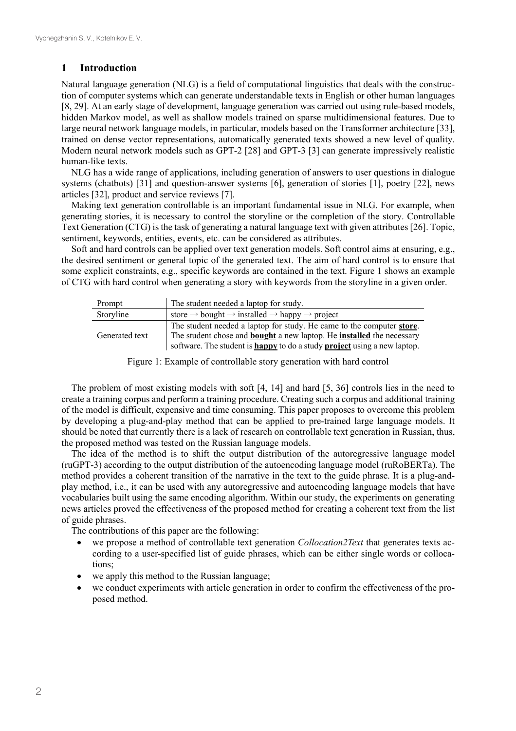## 1 Introduction

Natural language generation (NLG) is a field of computational linguistics that deals with the construction of computer systems which can generate understandable texts in English or other human languages [8, 29]. At an early stage of development, language generation was carried out using rule-based models, hidden Markov model, as well as shallow models trained on sparse multidimensional features. Due to large neural network language models, in particular, models based on the Transformer architecture [33], trained on dense vector representations, automatically generated texts showed a new level of quality. Modern neural network models such as GPT-2 [28] and GPT-3 [3] can generate impressively realistic human-like texts.

NLG has a wide range of applications, including generation of answers to user questions in dialogue systems (chatbots) [31] and question-answer systems [6], generation of stories [1], poetry [22], news articles [32], product and service reviews [7].

Making text generation controllable is an important fundamental issue in NLG. For example, when generating stories, it is necessary to control the storyline or the completion of the story. Controllable Text Generation (CTG) is the task of generating a natural language text with given attributes [26]. Topic, sentiment, keywords, entities, events, etc. can be considered as attributes.

Soft and hard controls can be applied over text generation models. Soft control aims at ensuring, e.g., the desired sentiment or general topic of the generated text. The aim of hard control is to ensure that some explicit constraints, e.g., specific keywords are contained in the text. Figure 1 shows an example of CTG with hard control when generating a story with keywords from the storyline in a given order.

| | |
|---|---|
| Prompt | The student needed a laptop for study. |
| Storyline | store → bought → installed → happy → project |
| Generated text | The student needed a laptop for study. He came to the computer **store**. The student chose and **bought** a new laptop. He **installed** the necessary software. The student is **happy** to do a study **project** using a new laptop. |

Figure 1: Example of controllable story generation with hard control

The problem of most existing models with soft [4, 14] and hard [5, 36] controls lies in the need to create a training corpus and perform a training procedure. Creating such a corpus and additional training of the model is difficult, expensive and time consuming. This paper proposes to overcome this problem by developing a plug-and-play method that can be applied to pre-trained large language models. It should be noted that currently there is a lack of research on controllable text generation in Russian, thus, the proposed method was tested on the Russian language models.

The idea of the method is to shift the output distribution of the autoregressive language model (ruGPT-3) according to the output distribution of the autoencoding language model (ruRoBERTa). The method provides a coherent transition of the narrative in the text to the guide phrase. It is a plug-and-play method, i.e., it can be used with any autoregressive and autoencoding language models that have vocabularies built using the same encoding algorithm. Within our study, the experiments on generating news articles proved the effectiveness of the proposed method for creating a coherent text from the list of guide phrases.

The contributions of this paper are the following:

- we propose a method of controllable text generation *Collocation2Text* that generates texts according to a user-specified list of guide phrases, which can be either single words or collocations;
- we apply this method to the Russian language;
- we conduct experiments with article generation in order to confirm the effectiveness of the proposed method.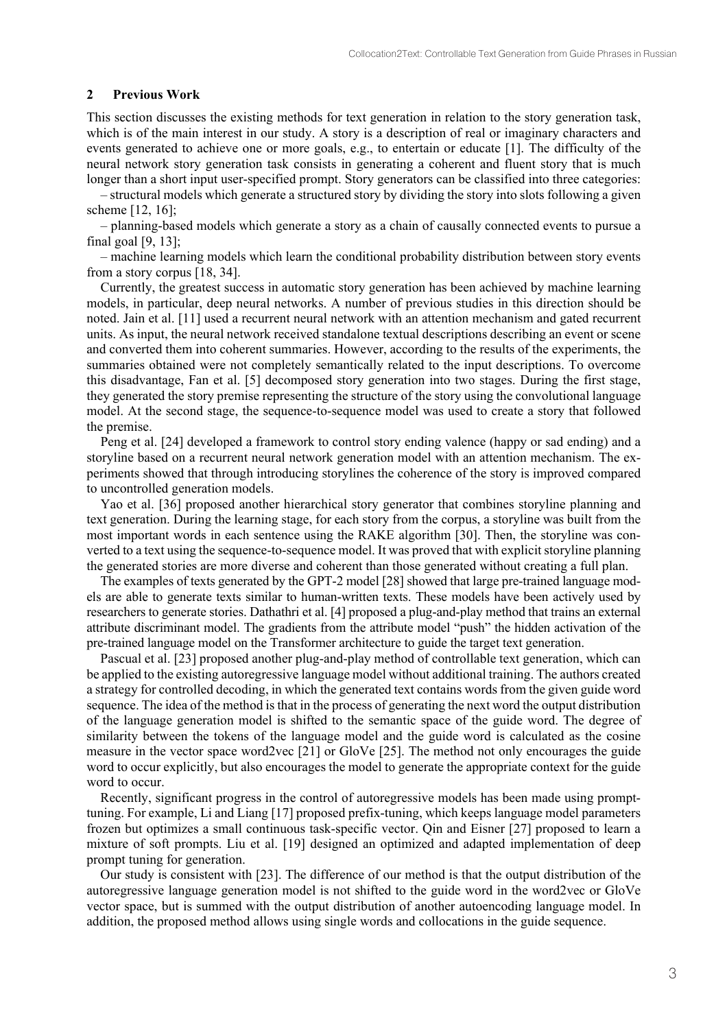## 2 Previous Work

This section discusses the existing methods for text generation in relation to the story generation task, which is of the main interest in our study. A story is a description of real or imaginary characters and events generated to achieve one or more goals, e.g., to entertain or educate [1]. The difficulty of the neural network story generation task consists in generating a coherent and fluent story that is much longer than a short input user-specified prompt. Story generators can be classified into three categories:

– structural models which generate a structured story by dividing the story into slots following a given scheme [12, 16];

– planning-based models which generate a story as a chain of causally connected events to pursue a final goal [9, 13];

– machine learning models which learn the conditional probability distribution between story events from a story corpus [18, 34].

Currently, the greatest success in automatic story generation has been achieved by machine learning models, in particular, deep neural networks. A number of previous studies in this direction should be noted. Jain et al. [11] used a recurrent neural network with an attention mechanism and gated recurrent units. As input, the neural network received standalone textual descriptions describing an event or scene and converted them into coherent summaries. However, according to the results of the experiments, the summaries obtained were not completely semantically related to the input descriptions. To overcome this disadvantage, Fan et al. [5] decomposed story generation into two stages. During the first stage, they generated the story premise representing the structure of the story using the convolutional language model. At the second stage, the sequence-to-sequence model was used to create a story that followed the premise.

Peng et al. [24] developed a framework to control story ending valence (happy or sad ending) and a storyline based on a recurrent neural network generation model with an attention mechanism. The experiments showed that through introducing storylines the coherence of the story is improved compared to uncontrolled generation models.

Yao et al. [36] proposed another hierarchical story generator that combines storyline planning and text generation. During the learning stage, for each story from the corpus, a storyline was built from the most important words in each sentence using the RAKE algorithm [30]. Then, the storyline was converted to a text using the sequence-to-sequence model. It was proved that with explicit storyline planning the generated stories are more diverse and coherent than those generated without creating a full plan.

The examples of texts generated by the GPT-2 model [28] showed that large pre-trained language models are able to generate texts similar to human-written texts. These models have been actively used by researchers to generate stories. Dathathri et al. [4] proposed a plug-and-play method that trains an external attribute discriminant model. The gradients from the attribute model "push" the hidden activation of the pre-trained language model on the Transformer architecture to guide the target text generation.

Pascual et al. [23] proposed another plug-and-play method of controllable text generation, which can be applied to the existing autoregressive language model without additional training. The authors created a strategy for controlled decoding, in which the generated text contains words from the given guide word sequence. The idea of the method is that in the process of generating the next word the output distribution of the language generation model is shifted to the semantic space of the guide word. The degree of similarity between the tokens of the language model and the guide word is calculated as the cosine measure in the vector space word2vec [21] or GloVe [25]. The method not only encourages the guide word to occur explicitly, but also encourages the model to generate the appropriate context for the guide word to occur.

Recently, significant progress in the control of autoregressive models has been made using prompt-tuning. For example, Li and Liang [17] proposed prefix-tuning, which keeps language model parameters frozen but optimizes a small continuous task-specific vector. Qin and Eisner [27] proposed to learn a mixture of soft prompts. Liu et al. [19] designed an optimized and adapted implementation of deep prompt tuning for generation.

Our study is consistent with [23]. The difference of our method is that the output distribution of the autoregressive language generation model is not shifted to the guide word in the word2vec or GloVe vector space, but is summed with the output distribution of another autoencoding language model. In addition, the proposed method allows using single words and collocations in the guide sequence.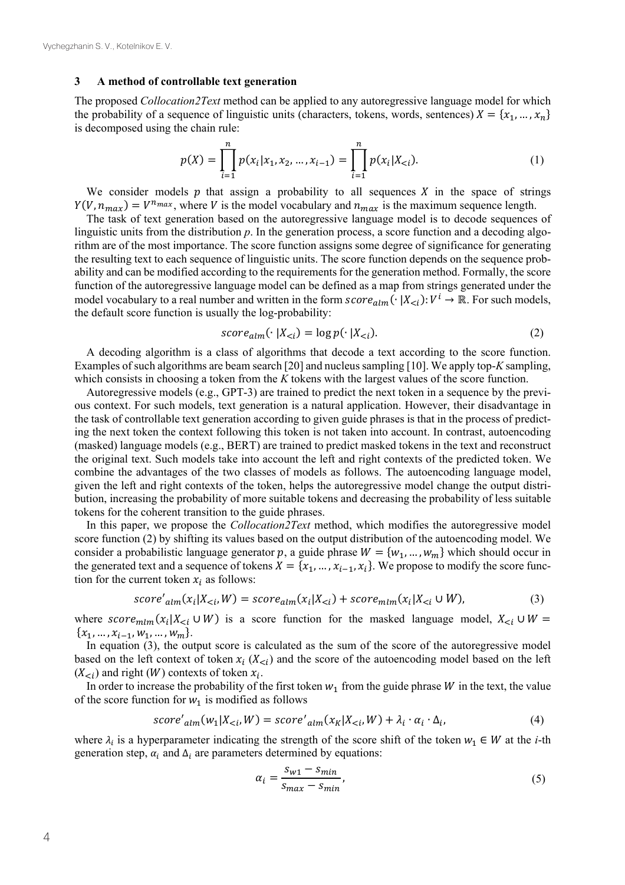## 3 A method of controllable text generation

The proposed *Collocation2Text* method can be applied to any autoregressive language model for which the probability of a sequence of linguistic units (characters, tokens, words, sentences) $X = \{x_1, \dots, x_n\}$ is decomposed using the chain rule:

$$p(X) = \prod_{i=1}^{n} p(x_i | x_1, x_2, \dots, x_{i-1}) = \prod_{i=1}^{n} p(x_i | X_{<i}). \tag{1}$$

We consider models $p$ that assign a probability to all sequences $X$ in the space of strings $Y(V, n_{max}) = V^{n_{max}}$, where $V$ is the model vocabulary and $n_{max}$ is the maximum sequence length.

The task of text generation based on the autoregressive language model is to decode sequences of linguistic units from the distribution *p*. In the generation process, a score function and a decoding algorithm are of the most importance. The score function assigns some degree of significance for generating the resulting text to each sequence of linguistic units. The score function depends on the sequence probability and can be modified according to the requirements for the generation method. Formally, the score function of the autoregressive language model can be defined as a map from strings generated under the model vocabulary to a real number and written in the form $score_{alm}(\cdot | X_{<i}) : V^i \to \mathbb{R}$. For such models, the default score function is usually the log-probability:

$$score_{alm}(\cdot | X_{<i}) = \log p(\cdot | X_{<i}). \tag{2}$$

A decoding algorithm is a class of algorithms that decode a text according to the score function. Examples of such algorithms are beam search [20] and nucleus sampling [10]. We apply top-*K* sampling, which consists in choosing a token from the *K* tokens with the largest values of the score function.

Autoregressive models (e.g., GPT-3) are trained to predict the next token in a sequence by the previous context. For such models, text generation is a natural application. However, their disadvantage in the task of controllable text generation according to given guide phrases is that in the process of predicting the next token the context following this token is not taken into account. In contrast, autoencoding (masked) language models (e.g., BERT) are trained to predict masked tokens in the text and reconstruct the original text. Such models take into account the left and right contexts of the predicted token. We combine the advantages of the two classes of models as follows. The autoencoding language model, given the left and right contexts of the token, helps the autoregressive model change the output distribution, increasing the probability of more suitable tokens and decreasing the probability of less suitable tokens for the coherent transition to the guide phrases.

In this paper, we propose the *Collocation2Text* method, which modifies the autoregressive model score function (2) by shifting its values based on the output distribution of the autoencoding model. We consider a probabilistic language generator $p$, a guide phrase $W = \{w_1, \dots, w_m\}$ which should occur in the generated text and a sequence of tokens $X = \{x_1, \dots, x_{i-1}, x_i\}$. We propose to modify the score function for the current token $x_i$ as follows:

$$score'_{alm}(x_i | X_{<i}, W) = score_{alm}(x_i | X_{<i}) + score_{mlm}(x_i | X_{<i} \cup W), \tag{3}$$

where $score_{mlm}(x_i | X_{<i} \cup W)$ is a score function for the masked language model, $X_{<i} \cup W = \{x_1, \dots, x_{i-1}, w_1, \dots, w_m\}$.

In equation (3), the output score is calculated as the sum of the score of the autoregressive model based on the left context of token $x_i$ ($X_{<i}$) and the score of the autoencoding model based on the left ($X_{<i}$) and right ($W$) contexts of token $x_i$.

In order to increase the probability of the first token $w_1$ from the guide phrase $W$ in the text, the value of the score function for $w_1$ is modified as follows

$$score'_{alm}(w_1 | X_{<i}, W) = score'_{alm}(x_K | X_{<i}, W) + \lambda_i \cdot \alpha_i \cdot \Delta_i, \tag{4}$$

where $\lambda_i$ is a hyperparameter indicating the strength of the score shift of the token $w_1 \in W$ at the *i*-th generation step, $\alpha_i$ and $\Delta_i$ are parameters determined by equations:

$$\alpha_i = \frac{s_{w1} - s_{min}}{s_{max} - s_{min}}, \tag{5}$$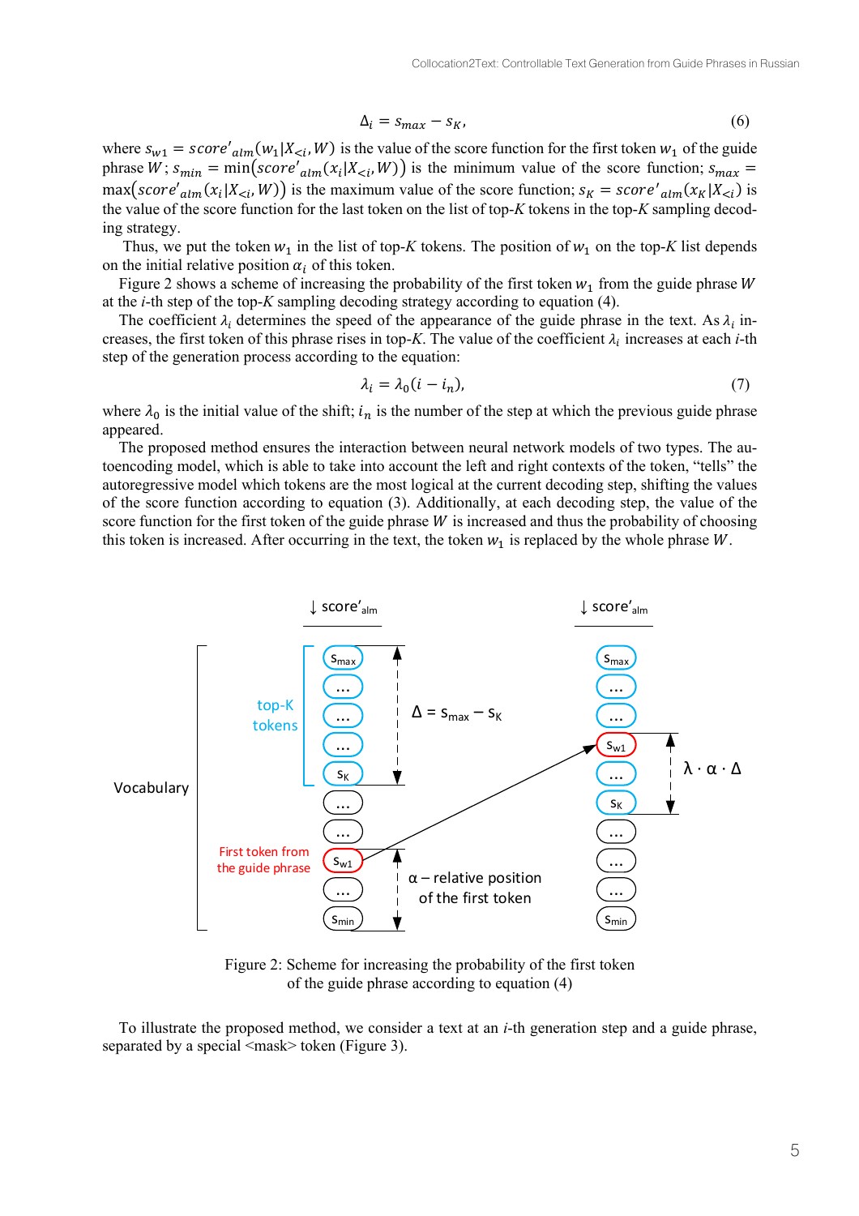$$\Delta_i = s_{max} - s_K, \tag{6}$$

where $s_{w1} = score'_{alm}(w_1|X_{<i}, W)$ is the value of the score function for the first token $w_1$ of the guide phrase $W$; $s_{min} = \min(score'_{alm}(x_i|X_{<i}, W))$ is the minimum value of the score function; $s_{max} = \max(score'_{alm}(x_i|X_{<i}, W))$ is the maximum value of the score function; $s_K = score'_{alm}(x_K|X_{<i})$ is the value of the score function for the last token on the list of top-$K$ tokens in the top-$K$ sampling decoding strategy.

Thus, we put the token $w_1$ in the list of top-$K$ tokens. The position of $w_1$ on the top-$K$ list depends on the initial relative position $\alpha_i$ of this token.

Figure 2 shows a scheme of increasing the probability of the first token $w_1$ from the guide phrase $W$ at the $i$-th step of the top-$K$ sampling decoding strategy according to equation (4).

The coefficient $\lambda_i$ determines the speed of the appearance of the guide phrase in the text. As $\lambda_i$ increases, the first token of this phrase rises in top-$K$. The value of the coefficient $\lambda_i$ increases at each $i$-th step of the generation process according to the equation:

$$\lambda_i = \lambda_0(i - i_n), \tag{7}$$

where $\lambda_0$ is the initial value of the shift; $i_n$ is the number of the step at which the previous guide phrase appeared.

The proposed method ensures the interaction between neural network models of two types. The autoencoding model, which is able to take into account the left and right contexts of the token, "tells" the autoregressive model which tokens are the most logical at the current decoding step, shifting the values of the score function according to equation (3). Additionally, at each decoding step, the value of the score function for the first token of the guide phrase $W$ is increased and thus the probability of choosing this token is increased. After occurring in the text, the token $w_1$ is replaced by the whole phrase $W$.

Figure 2: Scheme for increasing the probability of the first token of the guide phrase according to equation (4)

To illustrate the proposed method, we consider a text at an $i$-th generation step and a guide phrase, separated by a special <mask> token (Figure 3).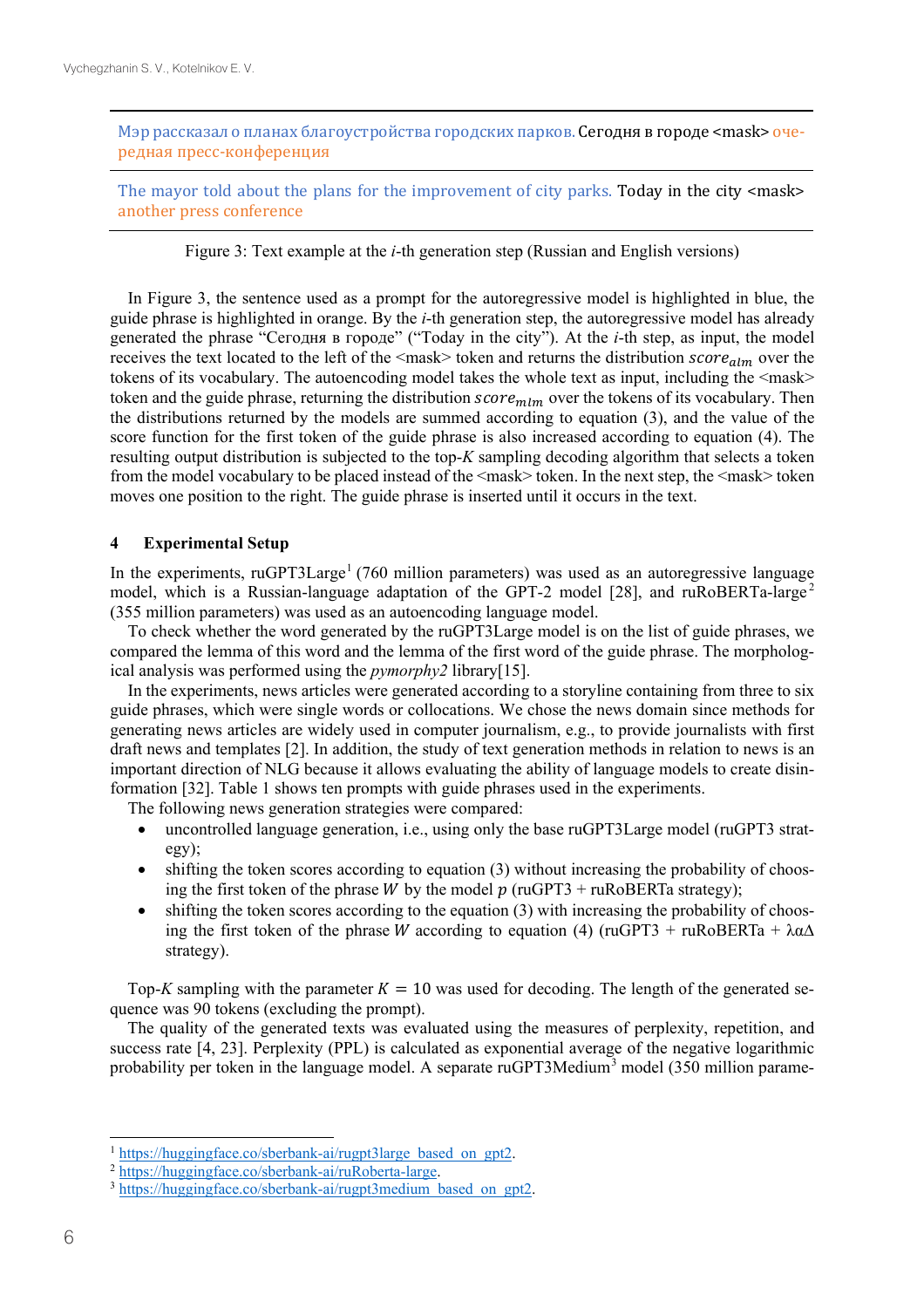Мэр рассказал о планах благоустройства городских парков. Сегодня в городе <mask> очередная пресс-конференция

The mayor told about the plans for the improvement of city parks. Today in the city <mask> another press conference

Figure 3: Text example at the *i*-th generation step (Russian and English versions)

In Figure 3, the sentence used as a prompt for the autoregressive model is highlighted in blue, the guide phrase is highlighted in orange. By the *i*-th generation step, the autoregressive model has already generated the phrase "Сегодня в городе" ("Today in the city"). At the *i*-th step, as input, the model receives the text located to the left of the <mask> token and returns the distribution $score_{alm}$ over the tokens of its vocabulary. The autoencoding model takes the whole text as input, including the <mask> token and the guide phrase, returning the distribution $score_{mlm}$ over the tokens of its vocabulary. Then the distributions returned by the models are summed according to equation (3), and the value of the score function for the first token of the guide phrase is also increased according to equation (4). The resulting output distribution is subjected to the top-*K* sampling decoding algorithm that selects a token from the model vocabulary to be placed instead of the <mask> token. In the next step, the <mask> token moves one position to the right. The guide phrase is inserted until it occurs in the text.

## 4 Experimental Setup

In the experiments, ruGPT3Large[1] (760 million parameters) was used as an autoregressive language model, which is a Russian-language adaptation of the GPT-2 model [28], and ruRoBERTa-large[2] (355 million parameters) was used as an autoencoding language model.

To check whether the word generated by the ruGPT3Large model is on the list of guide phrases, we compared the lemma of this word and the lemma of the first word of the guide phrase. The morphological analysis was performed using the *pymorphy2* library[15].

In the experiments, news articles were generated according to a storyline containing from three to six guide phrases, which were single words or collocations. We chose the news domain since methods for generating news articles are widely used in computer journalism, e.g., to provide journalists with first draft news and templates [2]. In addition, the study of text generation methods in relation to news is an important direction of NLG because it allows evaluating the ability of language models to create disinformation [32]. Table 1 shows ten prompts with guide phrases used in the experiments.

The following news generation strategies were compared:

- uncontrolled language generation, i.e., using only the base ruGPT3Large model (ruGPT3 strategy);
- shifting the token scores according to equation (3) without increasing the probability of choosing the first token of the phrase $W$ by the model $p$ (ruGPT3 + ruRoBERTa strategy);
- shifting the token scores according to the equation (3) with increasing the probability of choosing the first token of the phrase $W$ according to equation (4) (ruGPT3 + ruRoBERTa + λαΔ strategy).

Top-*K* sampling with the parameter $K = 10$ was used for decoding. The length of the generated sequence was 90 tokens (excluding the prompt).

The quality of the generated texts was evaluated using the measures of perplexity, repetition, and success rate [4, 23]. Perplexity (PPL) is calculated as exponential average of the negative logarithmic probability per token in the language model. A separate ruGPT3Medium[3] model (350 million parame-

[1] https://huggingface.co/sberbank-ai/rugpt3large_based_on_gpt2.
[2] https://huggingface.co/sberbank-ai/ruRoberta-large.
[3] https://huggingface.co/sberbank-ai/rugpt3medium_based_on_gpt2.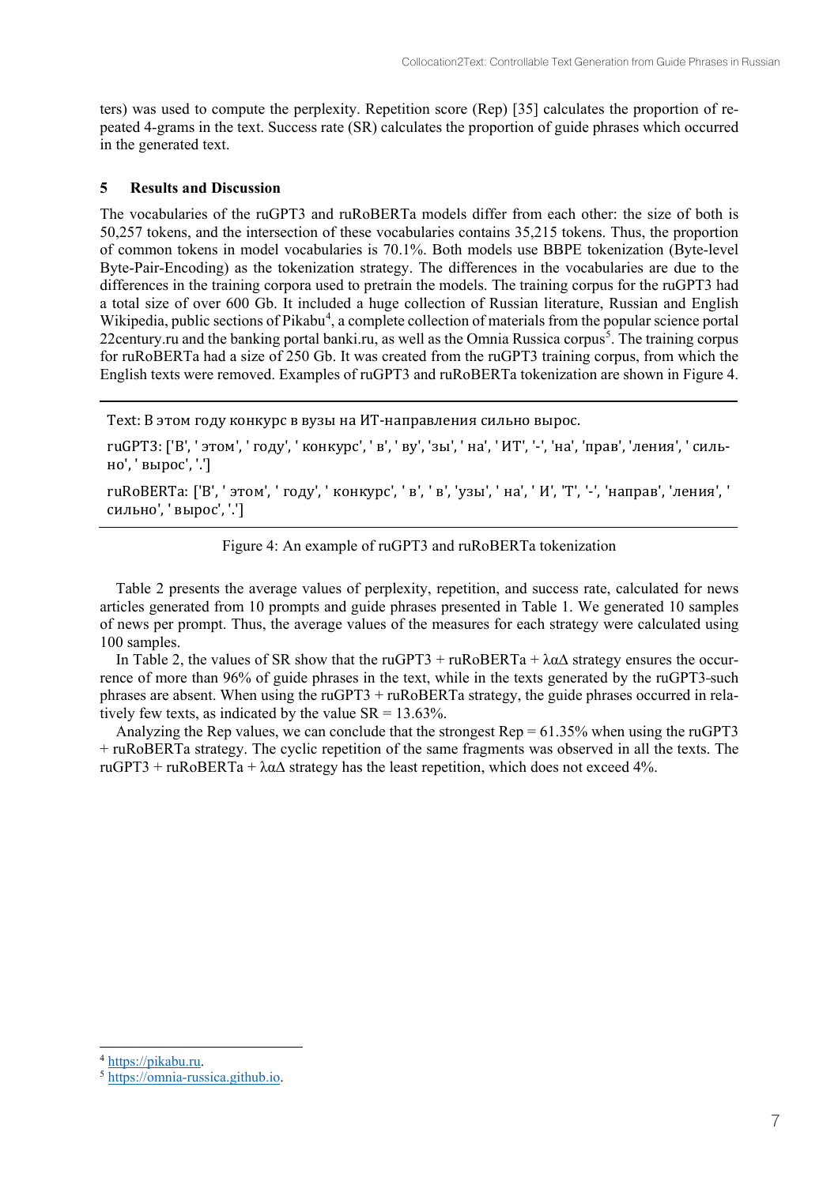ters) was used to compute the perplexity. Repetition score (Rep) [35] calculates the proportion of repeated 4-grams in the text. Success rate (SR) calculates the proportion of guide phrases which occurred in the generated text.

## 5 Results and Discussion

The vocabularies of the ruGPT3 and ruRoBERTa models differ from each other: the size of both is 50,257 tokens, and the intersection of these vocabularies contains 35,215 tokens. Thus, the proportion of common tokens in model vocabularies is 70.1%. Both models use BBPE tokenization (Byte-level Byte-Pair-Encoding) as the tokenization strategy. The differences in the vocabularies are due to the differences in the training corpora used to pretrain the models. The training corpus for the ruGPT3 had a total size of over 600 Gb. It included a huge collection of Russian literature, Russian and English Wikipedia, public sections of Pikabu[4], a complete collection of materials from the popular science portal 22century.ru and the banking portal banki.ru, as well as the Omnia Russica corpus[5]. The training corpus for ruRoBERTa had a size of 250 Gb. It was created from the ruGPT3 training corpus, from which the English texts were removed. Examples of ruGPT3 and ruRoBERTa tokenization are shown in Figure 4.

---

Text: В этом году конкурс в вузы на ИТ-направления сильно вырос.

ruGPT3: ['В', ' этом', ' году', ' конкурс', ' в', ' ву', 'зы', ' на', ' ИТ', '-', 'на', 'прав', 'ления', ' сильно', ' вырос', '.']

ruRoBERTa: ['В', ' этом', ' году', ' конкурс', ' в', ' в', 'узы', ' на', ' И', 'Т', '-', 'направ', 'ления', ' сильно', ' вырос', '.']

---

Figure 4: An example of ruGPT3 and ruRoBERTa tokenization

Table 2 presents the average values of perplexity, repetition, and success rate, calculated for news articles generated from 10 prompts and guide phrases presented in Table 1. We generated 10 samples of news per prompt. Thus, the average values of the measures for each strategy were calculated using 100 samples.

In Table 2, the values of SR show that the ruGPT3 + ruRoBERTa + λαΔ strategy ensures the occurrence of more than 96% of guide phrases in the text, while in the texts generated by the ruGPT3 such phrases are absent. When using the ruGPT3 + ruRoBERTa strategy, the guide phrases occurred in relatively few texts, as indicated by the value SR = 13.63%.

Analyzing the Rep values, we can conclude that the strongest Rep = 61.35% when using the ruGPT3 + ruRoBERTa strategy. The cyclic repetition of the same fragments was observed in all the texts. The ruGPT3 + ruRoBERTa + λαΔ strategy has the least repetition, which does not exceed 4%.

[4] https://pikabu.ru.

[5] https://omnia-russica.github.io.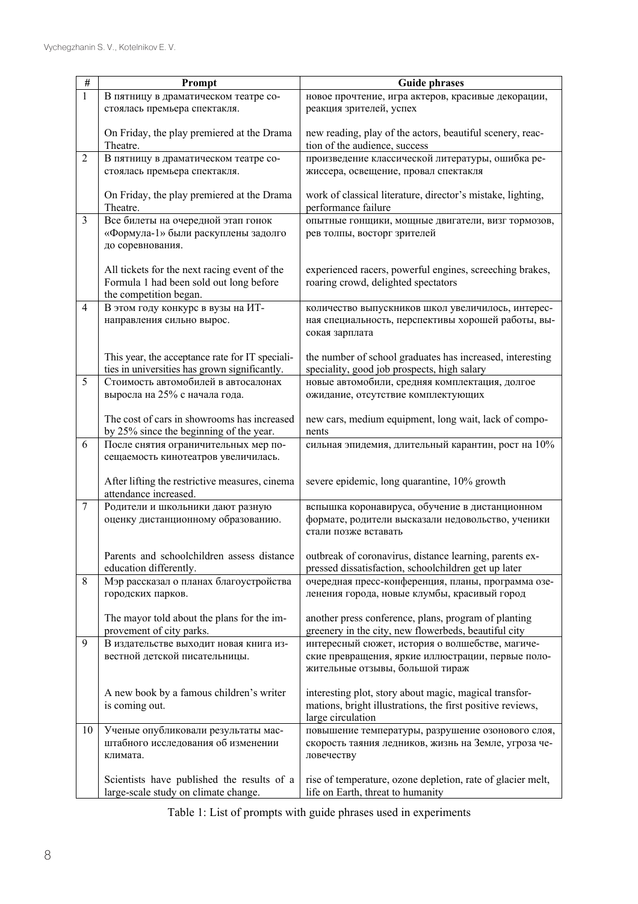| # | Prompt | Guide phrases |
|---|---|---|
| 1 | В пятницу в драматическом театре состоялась премьера спектакля.<br><br>On Friday, the play premiered at the Drama Theatre. | новое прочтение, игра актеров, красивые декорации, реакция зрителей, успех<br><br>new reading, play of the actors, beautiful scenery, reaction of the audience, success |
| 2 | В пятницу в драматическом театре состоялась премьера спектакля.<br><br>On Friday, the play premiered at the Drama Theatre. | произведение классической литературы, ошибка режиссера, освещение, провал спектакля<br><br>work of classical literature, director's mistake, lighting, performance failure |
| 3 | Все билеты на очередной этап гонок «Формула-1» были раскуплены задолго до соревнования.<br><br>All tickets for the next racing event of the Formula 1 had been sold out long before the competition began. | опытные гонщики, мощные двигатели, визг тормозов, рев толпы, восторг зрителей<br><br>experienced racers, powerful engines, screeching brakes, roaring crowd, delighted spectators |
| 4 | В этом году конкурс в вузы на ИТ-направления сильно вырос.<br><br>This year, the acceptance rate for IT specialities in universities has grown significantly. | количество выпускников школ увеличилось, интересная специальность, перспективы хорошей работы, высокая зарплата<br><br>the number of school graduates has increased, interesting speciality, good job prospects, high salary |
| 5 | Стоимость автомобилей в автосалонах выросла на 25% с начала года.<br><br>The cost of cars in showrooms has increased by 25% since the beginning of the year. | новые автомобили, средняя комплектация, долгое ожидание, отсутствие комплектующих<br><br>new cars, medium equipment, long wait, lack of components |
| 6 | После снятия ограничительных мер посещаемость кинотеатров увеличилась.<br><br>After lifting the restrictive measures, cinema attendance increased. | сильная эпидемия, длительный карантин, рост на 10%<br><br>severe epidemic, long quarantine, 10% growth |
| 7 | Родители и школьники дают разную оценку дистанционному образованию.<br><br>Parents and schoolchildren assess distance education differently. | вспышка коронавируса, обучение в дистанционном формате, родители высказали недовольство, ученики стали позже вставать<br><br>outbreak of coronavirus, distance learning, parents expressed dissatisfaction, schoolchildren get up later |
| 8 | Мэр рассказал о планах благоустройства городских парков.<br><br>The mayor told about the plans for the improvement of city parks. | очередная пресс-конференция, планы, программа озеленения города, новые клумбы, красивый город<br><br>another press conference, plans, program of planting greenery in the city, new flowerbeds, beautiful city |
| 9 | В издательстве выходит новая книга известной детской писательницы.<br><br>A new book by a famous children's writer is coming out. | интересный сюжет, история о волшебстве, магические превращения, яркие иллюстрации, первые положительные отзывы, большой тираж<br><br>interesting plot, story about magic, magical transformations, bright illustrations, the first positive reviews, large circulation |
| 10 | Ученые опубликовали результаты масштабного исследования об изменении климата.<br><br>Scientists have published the results of a large-scale study on climate change. | повышение температуры, разрушение озонового слоя, скорость таяния ледников, жизнь на Земле, угроза человечеству<br><br>rise of temperature, ozone depletion, rate of glacier melt, life on Earth, threat to humanity |

Table 1: List of prompts with guide phrases used in experiments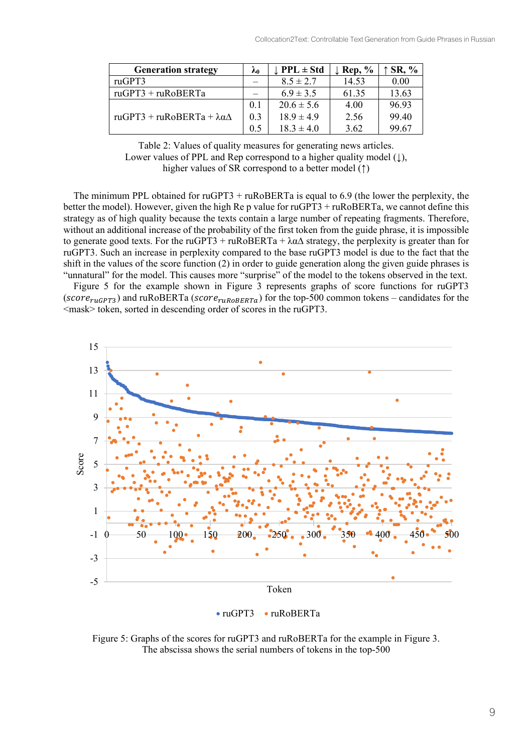| Generation strategy | $\lambda_0$ | ↓ PPL ± Std | ↓ Rep, % | ↑ SR, % |
|---|---|---|---|---|
| ruGPT3 | – | 8.5 ± 2.7 | 14.53 | 0.00 |
| ruGPT3 + ruRoBERTa | – | 6.9 ± 3.5 | 61.35 | 13.63 |
| ruGPT3 + ruRoBERTa + λαΔ | 0.1 | 20.6 ± 5.6 | 4.00 | 96.93 |
| | 0.3 | 18.9 ± 4.9 | 2.56 | 99.40 |
| | 0.5 | 18.3 ± 4.0 | 3.62 | 99.67 |

Table 2: Values of quality measures for generating news articles.
Lower values of PPL and Rep correspond to a higher quality model (↓),
higher values of SR correspond to a better model (↑)

The minimum PPL obtained for ruGPT3 + ruRoBERTa is equal to 6.9 (the lower the perplexity, the better the model). However, given the high Re p value for ruGPT3 + ruRoBERTa, we cannot define this strategy as of high quality because the texts contain a large number of repeating fragments. Therefore, without an additional increase of the probability of the first token from the guide phrase, it is impossible to generate good texts. For the ruGPT3 + ruRoBERTa + λαΔ strategy, the perplexity is greater than for ruGPT3. Such an increase in perplexity compared to the base ruGPT3 model is due to the fact that the shift in the values of the score function (2) in order to guide generation along the given guide phrases is "unnatural" for the model. This causes more "surprise" of the model to the tokens observed in the text.

Figure 5 for the example shown in Figure 3 represents graphs of score functions for ruGPT3 ($score_{ruGPT3}$) and ruRoBERTa ($score_{ruRoBERTa}$) for the top-500 common tokens – candidates for the <mask> token, sorted in descending order of scores in the ruGPT3.

15
13
11
9
7
5
3
1
-1
-3
-5
Score
0 50 100 150 200 250 300 350 400 450 500
Token
• ruGPT3 • ruRoBERTa

Figure 5: Graphs of the scores for ruGPT3 and ruRoBERTa for the example in Figure 3.
The abscissa shows the serial numbers of tokens in the top-500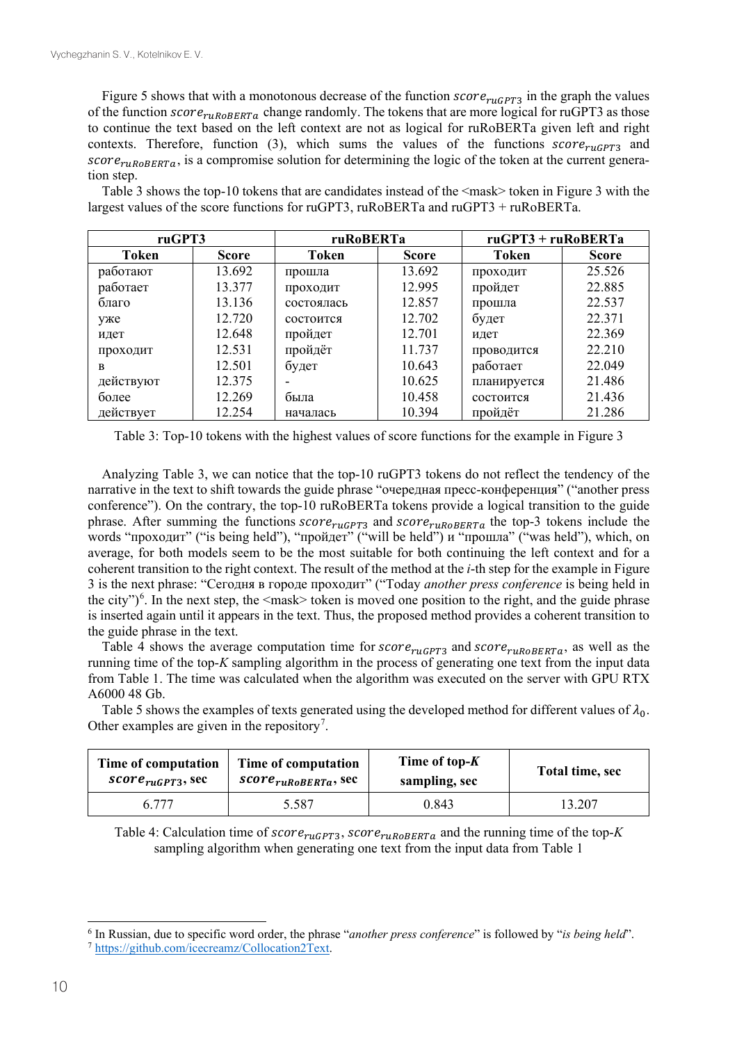Figure 5 shows that with a monotonous decrease of the function $score_{ruGPT3}$ in the graph the values of the function $score_{ruRoBERTa}$ change randomly. The tokens that are more logical for ruGPT3 as those to continue the text based on the left context are not as logical for ruRoBERTa given left and right contexts. Therefore, function (3), which sums the values of the functions $score_{ruGPT3}$ and $score_{ruRoBERTa}$, is a compromise solution for determining the logic of the token at the current generation step.

Table 3 shows the top-10 tokens that are candidates instead of the <mask> token in Figure 3 with the largest values of the score functions for ruGPT3, ruRoBERTa and ruGPT3 + ruRoBERTa.

| **ruGPT3** | | **ruRoBERTa** | | **ruGPT3 + ruRoBERTa** | |
|---|---|---|---|---|---|
| **Token** | **Score** | **Token** | **Score** | **Token** | **Score** |
| работают | 13.692 | прошла | 13.692 | проходит | 25.526 |
| работает | 13.377 | проходит | 12.995 | пройдет | 22.885 |
| благо | 13.136 | состоялась | 12.857 | прошла | 22.537 |
| уже | 12.720 | состоится | 12.702 | будет | 22.371 |
| идет | 12.648 | пройдет | 12.701 | идет | 22.369 |
| проходит | 12.531 | пройдёт | 11.737 | проводится | 22.210 |
| в | 12.501 | будет | 10.643 | работает | 22.049 |
| действуют | 12.375 | - | 10.625 | планируется | 21.486 |
| более | 12.269 | была | 10.458 | состоится | 21.436 |
| действует | 12.254 | началась | 10.394 | пройдёт | 21.286 |

Table 3: Top-10 tokens with the highest values of score functions for the example in Figure 3

Analyzing Table 3, we can notice that the top-10 ruGPT3 tokens do not reflect the tendency of the narrative in the text to shift towards the guide phrase "очередная пресс-конференция" ("another press conference"). On the contrary, the top-10 ruRoBERTa tokens provide a logical transition to the guide phrase. After summing the functions $score_{ruGPT3}$ and $score_{ruRoBERTa}$ the top-3 tokens include the words "проходит" ("is being held"), "пройдет" ("will be held") и "прошла" ("was held"), which, on average, for both models seem to be the most suitable for both continuing the left context and for a coherent transition to the right context. The result of the method at the $i$-th step for the example in Figure 3 is the next phrase: "Сегодня в городе проходит" ("Today *another press conference* is being held in the city")[6]. In the next step, the <mask> token is moved one position to the right, and the guide phrase is inserted again until it appears in the text. Thus, the proposed method provides a coherent transition to the guide phrase in the text.

Table 4 shows the average computation time for $score_{ruGPT3}$ and $score_{ruRoBERTa}$, as well as the running time of the top-*K* sampling algorithm in the process of generating one text from the input data from Table 1. The time was calculated when the algorithm was executed on the server with GPU RTX A6000 48 Gb.

Table 5 shows the examples of texts generated using the developed method for different values of $\lambda_0$. Other examples are given in the repository[7].

| **Time of computation $score_{ruGPT3}$, sec** | **Time of computation $score_{ruRoBERTa}$, sec** | **Time of top-*K* sampling, sec** | **Total time, sec** |
|---|---|---|---|
| 6.777 | 5.587 | 0.843 | 13.207 |

Table 4: Calculation time of $score_{ruGPT3}$, $score_{ruRoBERTa}$ and the running time of the top-*K* sampling algorithm when generating one text from the input data from Table 1

[6] In Russian, due to specific word order, the phrase "*another press conference*" is followed by "*is being held*".

[7] https://github.com/icecreamz/Collocation2Text.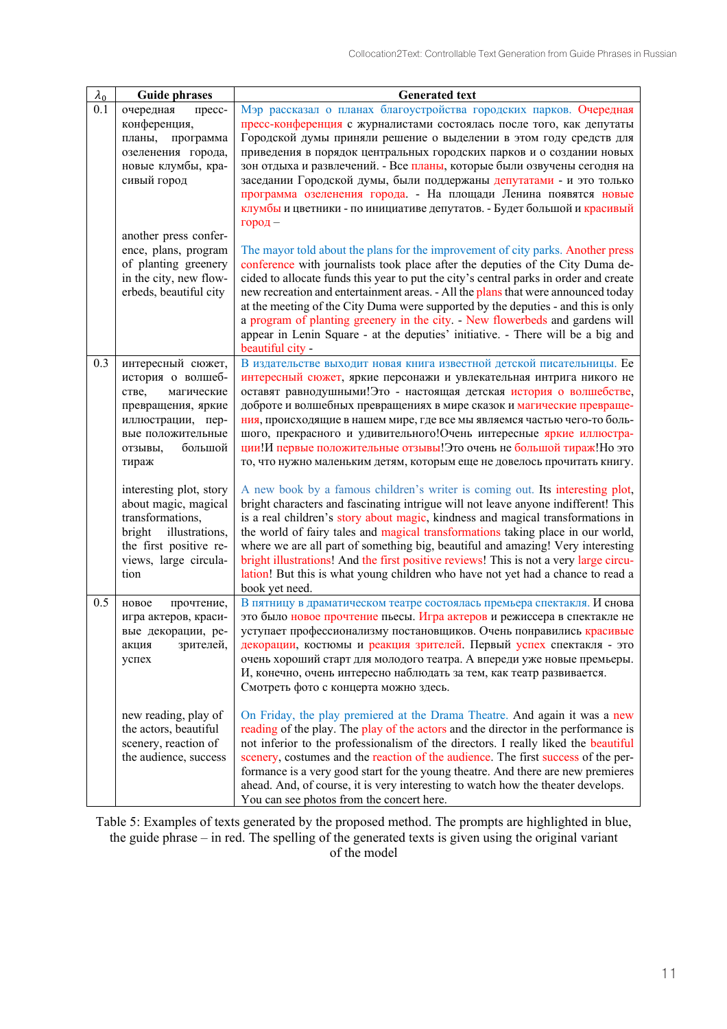| $\lambda_0$ | Guide phrases | Generated text |
|---|---|---|
| 0.1 | очередная пресс-конференция, планы, программа озеленения города, новые клумбы, красивый город | Мэр рассказал о планах благоустройства городских парков. Очередная пресс-конференция с журналистами состоялась после того, как депутаты Городской думы приняли решение о выделении в этом году средств для приведения в порядок центральных городских парков и о создании новых зон отдыха и развлечений. - Все планы, которые были озвучены сегодня на заседании Городской думы, были поддержаны депутатами - и это только программа озеленения города. - На площади Ленина появятся новые клумбы и цветники - по инициативе депутатов. - Будет большой и красивый город – |
| | another press conference, plans, program of planting greenery in the city, new flowerbeds, beautiful city | The mayor told about the plans for the improvement of city parks. Another press conference with journalists took place after the deputies of the City Duma decided to allocate funds this year to put the city's central parks in order and create new recreation and entertainment areas. - All the plans that were announced today at the meeting of the City Duma were supported by the deputies - and this is only a program of planting greenery in the city. - New flowerbeds and gardens will appear in Lenin Square - at the deputies' initiative. - There will be a big and beautiful city - |
| 0.3 | интересный сюжет, история о волшебстве, магические превращения, яркие иллюстрации, первые положительные отзывы, большой тираж | В издательстве выходит новая книга известной детской писательницы. Ее интересный сюжет, яркие персонажи и увлекательная интрига никого не оставят равнодушными!Это - настоящая детская история о волшебстве, доброте и волшебных превращениях в мире сказок и магические превращения, происходящие в нашем мире, где все мы являемся частью чего-то большого, прекрасного и удивительного!Очень интересные яркие иллюстрации!И первые положительные отзывы!Это очень не большой тираж!Но это то, что нужно маленьким детям, которым еще не довелось прочитать книгу. |
| | interesting plot, story about magic, magical transformations, bright illustrations, the first positive reviews, large circulation | A new book by a famous children's writer is coming out. Its interesting plot, bright characters and fascinating intrigue will not leave anyone indifferent! This is a real children's story about magic, kindness and magical transformations in the world of fairy tales and magical transformations taking place in our world, where we are all part of something big, beautiful and amazing! Very interesting bright illustrations! And the first positive reviews! This is not a very large circulation! But this is what young children who have not yet had a chance to read a book yet need. |
| 0.5 | новое прочтение, игра актеров, красивые декорации, реакция зрителей, успех | В пятницу в драматическом театре состоялась премьера спектакля. И снова это было новое прочтение пьесы. Игра актеров и режиссера в спектакле не уступает профессионализму постановщиков. Очень понравились красивые декорации, костюмы и реакция зрителей. Первый успех спектакля - это очень хороший старт для молодого театра. А впереди уже новые премьеры. И, конечно, очень интересно наблюдать за тем, как театр развивается. Смотреть фото с концерта можно здесь. |
| | new reading, play of the actors, beautiful scenery, reaction of the audience, success | On Friday, the play premiered at the Drama Theatre. And again it was a new reading of the play. The play of the actors and the director in the performance is not inferior to the professionalism of the directors. I really liked the beautiful scenery, costumes and the reaction of the audience. The first success of the performance is a very good start for the young theatre. And there are new premieres ahead. And, of course, it is very interesting to watch how the theater develops. You can see photos from the concert here. |

Table 5: Examples of texts generated by the proposed method. The prompts are highlighted in blue, the guide phrase – in red. The spelling of the generated texts is given using the original variant of the model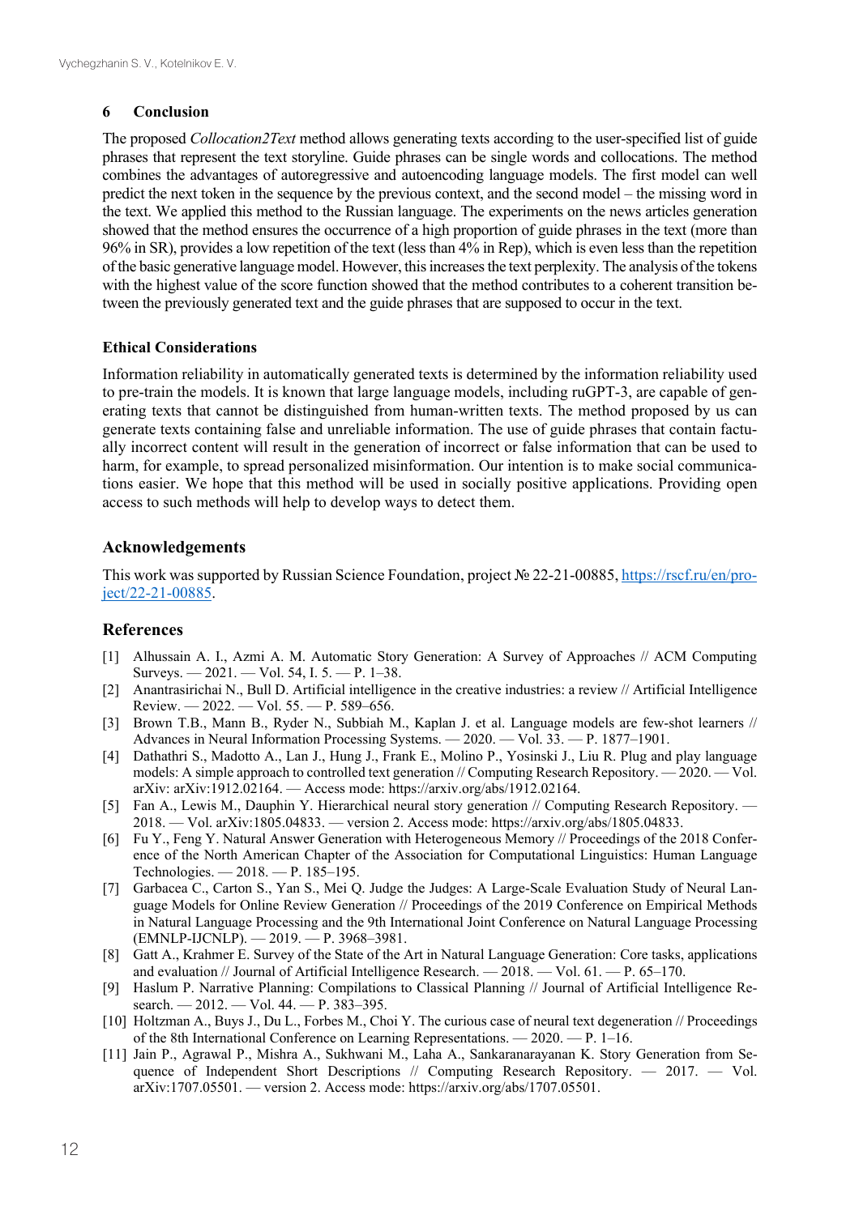## 6 Conclusion

The proposed *Collocation2Text* method allows generating texts according to the user-specified list of guide phrases that represent the text storyline. Guide phrases can be single words and collocations. The method combines the advantages of autoregressive and autoencoding language models. The first model can well predict the next token in the sequence by the previous context, and the second model – the missing word in the text. We applied this method to the Russian language. The experiments on the news articles generation showed that the method ensures the occurrence of a high proportion of guide phrases in the text (more than 96% in SR), provides a low repetition of the text (less than 4% in Rep), which is even less than the repetition of the basic generative language model. However, this increases the text perplexity. The analysis of the tokens with the highest value of the score function showed that the method contributes to a coherent transition between the previously generated text and the guide phrases that are supposed to occur in the text.

### Ethical Considerations

Information reliability in automatically generated texts is determined by the information reliability used to pre-train the models. It is known that large language models, including ruGPT-3, are capable of generating texts that cannot be distinguished from human-written texts. The method proposed by us can generate texts containing false and unreliable information. The use of guide phrases that contain factually incorrect content will result in the generation of incorrect or false information that can be used to harm, for example, to spread personalized misinformation. Our intention is to make social communications easier. We hope that this method will be used in socially positive applications. Providing open access to such methods will help to develop ways to detect them.

## Acknowledgements

This work was supported by Russian Science Foundation, project № 22-21-00885, https://rscf.ru/en/project/22-21-00885.

## References

[1] Alhussain A. I., Azmi A. M. Automatic Story Generation: A Survey of Approaches // ACM Computing Surveys. — 2021. — Vol. 54, I. 5. — P. 1–38.

[2] Anantrasirichai N., Bull D. Artificial intelligence in the creative industries: a review // Artificial Intelligence Review. — 2022. — Vol. 55. — P. 589–656.

[3] Brown T.B., Mann B., Ryder N., Subbiah M., Kaplan J. et al. Language models are few-shot learners // Advances in Neural Information Processing Systems. — 2020. — Vol. 33. — P. 1877–1901.

[4] Dathathri S., Madotto A., Lan J., Hung J., Frank E., Molino P., Yosinski J., Liu R. Plug and play language models: A simple approach to controlled text generation // Computing Research Repository. — 2020. — Vol. arXiv: arXiv:1912.02164. — Access mode: https://arxiv.org/abs/1912.02164.

[5] Fan A., Lewis M., Dauphin Y. Hierarchical neural story generation // Computing Research Repository. — 2018. — Vol. arXiv:1805.04833. — version 2. Access mode: https://arxiv.org/abs/1805.04833.

[6] Fu Y., Feng Y. Natural Answer Generation with Heterogeneous Memory // Proceedings of the 2018 Conference of the North American Chapter of the Association for Computational Linguistics: Human Language Technologies. — 2018. — P. 185–195.

[7] Garbacea C., Carton S., Yan S., Mei Q. Judge the Judges: A Large-Scale Evaluation Study of Neural Language Models for Online Review Generation // Proceedings of the 2019 Conference on Empirical Methods in Natural Language Processing and the 9th International Joint Conference on Natural Language Processing (EMNLP-IJCNLP). — 2019. — P. 3968–3981.

[8] Gatt A., Krahmer E. Survey of the State of the Art in Natural Language Generation: Core tasks, applications and evaluation // Journal of Artificial Intelligence Research. — 2018. — Vol. 61. — P. 65–170.

[9] Haslum P. Narrative Planning: Compilations to Classical Planning // Journal of Artificial Intelligence Research. — 2012. — Vol. 44. — P. 383–395.

[10] Holtzman A., Buys J., Du L., Forbes M., Choi Y. The curious case of neural text degeneration // Proceedings of the 8th International Conference on Learning Representations. — 2020. — P. 1–16.

[11] Jain P., Agrawal P., Mishra A., Sukhwani M., Laha A., Sankaranarayanan K. Story Generation from Sequence of Independent Short Descriptions // Computing Research Repository. — 2017. — Vol. arXiv:1707.05501. — version 2. Access mode: https://arxiv.org/abs/1707.05501.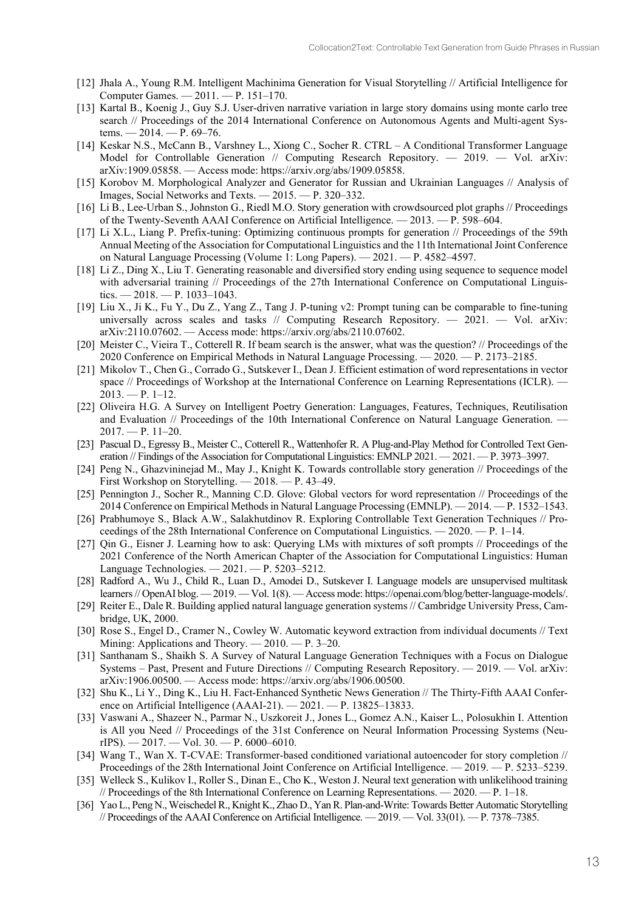[12] Jhala A., Young R.M. Intelligent Machinima Generation for Visual Storytelling // Artificial Intelligence for Computer Games. — 2011. — P. 151–170.

[13] Kartal B., Koenig J., Guy S.J. User-driven narrative variation in large story domains using monte carlo tree search // Proceedings of the 2014 International Conference on Autonomous Agents and Multi-agent Systems. — 2014. — P. 69–76.

[14] Keskar N.S., McCann B., Varshney L., Xiong C., Socher R. CTRL – A Conditional Transformer Language Model for Controllable Generation // Computing Research Repository. — 2019. — Vol. arXiv: arXiv:1909.05858. — Access mode: https://arxiv.org/abs/1909.05858.

[15] Korobov M. Morphological Analyzer and Generator for Russian and Ukrainian Languages // Analysis of Images, Social Networks and Texts. — 2015. — P. 320–332.

[16] Li B., Lee-Urban S., Johnston G., Riedl M.O. Story generation with crowdsourced plot graphs // Proceedings of the Twenty-Seventh AAAI Conference on Artificial Intelligence. — 2013. — P. 598–604.

[17] Li X.L., Liang P. Prefix-tuning: Optimizing continuous prompts for generation // Proceedings of the 59th Annual Meeting of the Association for Computational Linguistics and the 11th International Joint Conference on Natural Language Processing (Volume 1: Long Papers). — 2021. — P. 4582–4597.

[18] Li Z., Ding X., Liu T. Generating reasonable and diversified story ending using sequence to sequence model with adversarial training // Proceedings of the 27th International Conference on Computational Linguistics. — 2018. — P. 1033–1043.

[19] Liu X., Ji K., Fu Y., Du Z., Yang Z., Tang J. P-tuning v2: Prompt tuning can be comparable to fine-tuning universally across scales and tasks // Computing Research Repository. — 2021. — Vol. arXiv: arXiv:2110.07602. — Access mode: https://arxiv.org/abs/2110.07602.

[20] Meister C., Vieira T., Cotterell R. If beam search is the answer, what was the question? // Proceedings of the 2020 Conference on Empirical Methods in Natural Language Processing. — 2020. — P. 2173–2185.

[21] Mikolov T., Chen G., Corrado G., Sutskever I., Dean J. Efficient estimation of word representations in vector space // Proceedings of Workshop at the International Conference on Learning Representations (ICLR). — 2013. — P. 1–12.

[22] Oliveira H.G. A Survey on Intelligent Poetry Generation: Languages, Features, Techniques, Reutilisation and Evaluation // Proceedings of the 10th International Conference on Natural Language Generation. — 2017. — P. 11–20.

[23] Pascual D., Egressy B., Meister C., Cotterell R., Wattenhofer R. A Plug-and-Play Method for Controlled Text Generation // Findings of the Association for Computational Linguistics: EMNLP 2021. — 2021. — P. 3973–3997.

[24] Peng N., Ghazvininejad M., May J., Knight K. Towards controllable story generation // Proceedings of the First Workshop on Storytelling. — 2018. — P. 43–49.

[25] Pennington J., Socher R., Manning C.D. Glove: Global vectors for word representation // Proceedings of the 2014 Conference on Empirical Methods in Natural Language Processing (EMNLP). — 2014. — P. 1532–1543.

[26] Prabhumoye S., Black A.W., Salakhutdinov R. Exploring Controllable Text Generation Techniques // Proceedings of the 28th International Conference on Computational Linguistics. — 2020. — P. 1–14.

[27] Qin G., Eisner J. Learning how to ask: Querying LMs with mixtures of soft prompts // Proceedings of the 2021 Conference of the North American Chapter of the Association for Computational Linguistics: Human Language Technologies. — 2021. — P. 5203–5212.

[28] Radford A., Wu J., Child R., Luan D., Amodei D., Sutskever I. Language models are unsupervised multitask learners // OpenAI blog. — 2019. — Vol. 1(8). — Access mode: https://openai.com/blog/better-language-models/.

[29] Reiter E., Dale R. Building applied natural language generation systems // Cambridge University Press, Cambridge, UK, 2000.

[30] Rose S., Engel D., Cramer N., Cowley W. Automatic keyword extraction from individual documents // Text Mining: Applications and Theory. — 2010. — P. 3–20.

[31] Santhanam S., Shaikh S. A Survey of Natural Language Generation Techniques with a Focus on Dialogue Systems – Past, Present and Future Directions // Computing Research Repository. — 2019. — Vol. arXiv: arXiv:1906.00500. — Access mode: https://arxiv.org/abs/1906.00500.

[32] Shu K., Li Y., Ding K., Liu H. Fact-Enhanced Synthetic News Generation // The Thirty-Fifth AAAI Conference on Artificial Intelligence (AAAI-21). — 2021. — P. 13825–13833.

[33] Vaswani A., Shazeer N., Parmar N., Uszkoreit J., Jones L., Gomez A.N., Kaiser L., Polosukhin I. Attention is All you Need // Proceedings of the 31st Conference on Neural Information Processing Systems (NeurIPS). — 2017. — Vol. 30. — P. 6000–6010.

[34] Wang T., Wan X. T-CVAE: Transformer-based conditioned variational autoencoder for story completion // Proceedings of the 28th International Joint Conference on Artificial Intelligence. — 2019. — P. 5233–5239.

[35] Welleck S., Kulikov I., Roller S., Dinan E., Cho K., Weston J. Neural text generation with unlikelihood training // Proceedings of the 8th International Conference on Learning Representations. — 2020. — P. 1–18.

[36] Yao L., Peng N., Weischedel R., Knight K., Zhao D., Yan R. Plan-and-Write: Towards Better Automatic Storytelling // Proceedings of the AAAI Conference on Artificial Intelligence. — 2019. — Vol. 33(01). — P. 7378–7385.